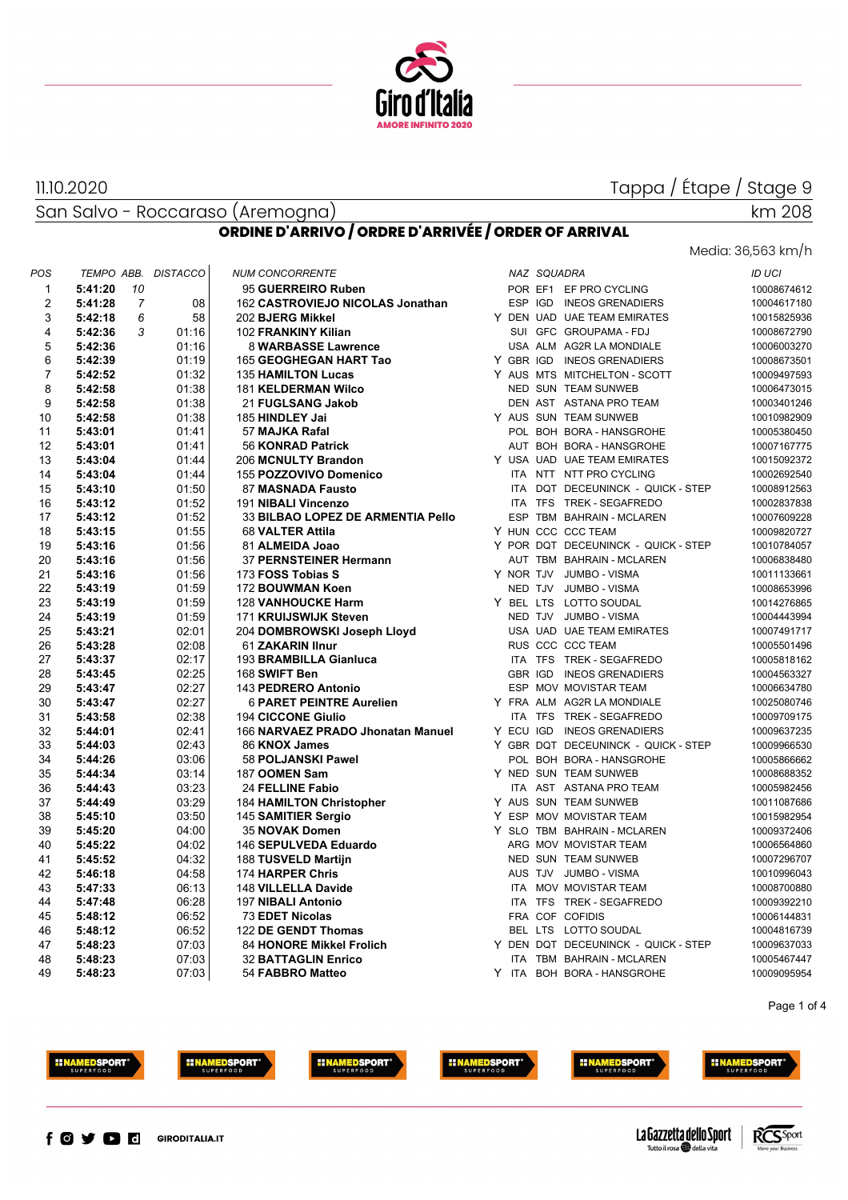11.10.2020

Tappa / Étape / Stage 9

San Salvo - Roccaraso (Aremogna)

km 208

## ORDINE D'ARRIVO / ORDRE D'ARRIVÉE / ORDER OF ARRIVAL

Media: 36,563 km/h

| POS | TEMPO | ABB. | DISTACCO | NUM | CONCORRENTE | | NAZ | SQUADRA | | ID UCI |
|---|---|---|---|---|---|---|---|---|---|---|
| 1 | **5:41:20** | 10 | | 95 | **GUERREIRO Ruben** | | POR | EF1 | EF PRO CYCLING | 10008674612 |
| 2 | **5:41:28** | 7 | 08 | 162 | **CASTROVIEJO NICOLAS Jonathan** | | ESP | IGD | INEOS GRENADIERS | 10004617180 |
| 3 | **5:42:18** | 6 | 58 | 202 | **BJERG Mikkel** | Y | DEN | UAD | UAE TEAM EMIRATES | 10015825936 |
| 4 | **5:42:36** | 3 | 01:16 | 102 | **FRANKINY Kilian** | | SUI | GFC | GROUPAMA - FDJ | 10008672790 |
| 5 | **5:42:36** | | 01:16 | 8 | **WARBASSE Lawrence** | | USA | ALM | AG2R LA MONDIALE | 10006003270 |
| 6 | **5:42:39** | | 01:19 | 165 | **GEOGHEGAN HART Tao** | Y | GBR | IGD | INEOS GRENADIERS | 10008673501 |
| 7 | **5:42:52** | | 01:32 | 135 | **HAMILTON Lucas** | Y | AUS | MTS | MITCHELTON - SCOTT | 10009497593 |
| 8 | **5:42:58** | | 01:38 | 181 | **KELDERMAN Wilco** | | NED | SUN | TEAM SUNWEB | 10006473015 |
| 9 | **5:42:58** | | 01:38 | 21 | **FUGLSANG Jakob** | | DEN | AST | ASTANA PRO TEAM | 10003401246 |
| 10 | **5:42:58** | | 01:38 | 185 | **HINDLEY Jai** | Y | AUS | SUN | TEAM SUNWEB | 10010982909 |
| 11 | **5:43:01** | | 01:41 | 57 | **MAJKA Rafal** | | POL | BOH | BORA - HANSGROHE | 10005380450 |
| 12 | **5:43:01** | | 01:41 | 56 | **KONRAD Patrick** | | AUT | BOH | BORA - HANSGROHE | 10007167775 |
| 13 | **5:43:04** | | 01:44 | 206 | **MCNULTY Brandon** | Y | USA | UAD | UAE TEAM EMIRATES | 10015092372 |
| 14 | **5:43:04** | | 01:44 | 155 | **POZZOVIVO Domenico** | | ITA | NTT | NTT PRO CYCLING | 10002692540 |
| 15 | **5:43:10** | | 01:50 | 87 | **MASNADA Fausto** | | ITA | DQT | DECEUNINCK - QUICK - STEP | 10008912563 |
| 16 | **5:43:12** | | 01:52 | 191 | **NIBALI Vincenzo** | | ITA | TFS | TREK - SEGAFREDO | 10002837838 |
| 17 | **5:43:12** | | 01:52 | 33 | **BILBAO LOPEZ DE ARMENTIA Pello** | | ESP | TBM | BAHRAIN - MCLAREN | 10007609228 |
| 18 | **5:43:15** | | 01:55 | 68 | **VALTER Attila** | Y | HUN | CCC | CCC TEAM | 10009820727 |
| 19 | **5:43:16** | | 01:56 | 81 | **ALMEIDA Joao** | Y | POR | DQT | DECEUNINCK - QUICK - STEP | 10010784057 |
| 20 | **5:43:16** | | 01:56 | 37 | **PERNSTEINER Hermann** | | AUT | TBM | BAHRAIN - MCLAREN | 10006838480 |
| 21 | **5:43:16** | | 01:56 | 173 | **FOSS Tobias S** | Y | NOR | TJV | JUMBO - VISMA | 10011133661 |
| 22 | **5:43:19** | | 01:59 | 172 | **BOUWMAN Koen** | | NED | TJV | JUMBO - VISMA | 10008653996 |
| 23 | **5:43:19** | | 01:59 | 128 | **VANHOUCKE Harm** | Y | BEL | LTS | LOTTO SOUDAL | 10014276865 |
| 24 | **5:43:19** | | 01:59 | 171 | **KRUIJSWIJK Steven** | | NED | TJV | JUMBO - VISMA | 10004443994 |
| 25 | **5:43:21** | | 02:01 | 204 | **DOMBROWSKI Joseph Lloyd** | | USA | UAD | UAE TEAM EMIRATES | 10007491717 |
| 26 | **5:43:28** | | 02:08 | 61 | **ZAKARIN Ilnur** | | RUS | CCC | CCC TEAM | 10005501496 |
| 27 | **5:43:37** | | 02:17 | 193 | **BRAMBILLA Gianluca** | | ITA | TFS | TREK - SEGAFREDO | 10005818162 |
| 28 | **5:43:45** | | 02:25 | 168 | **SWIFT Ben** | | GBR | IGD | INEOS GRENADIERS | 10004563327 |
| 29 | **5:43:47** | | 02:27 | 143 | **PEDRERO Antonio** | | ESP | MOV | MOVISTAR TEAM | 10006634780 |
| 30 | **5:43:47** | | 02:27 | 6 | **PARET PEINTRE Aurelien** | Y | FRA | ALM | AG2R LA MONDIALE | 10025080746 |
| 31 | **5:43:58** | | 02:38 | 194 | **CICCONE Giulio** | | ITA | TFS | TREK - SEGAFREDO | 10009709175 |
| 32 | **5:44:01** | | 02:41 | 166 | **NARVAEZ PRADO Jhonatan Manuel** | Y | ECU | IGD | INEOS GRENADIERS | 10009637235 |
| 33 | **5:44:03** | | 02:43 | 86 | **KNOX James** | Y | GBR | DQT | DECEUNINCK - QUICK - STEP | 10009966530 |
| 34 | **5:44:26** | | 03:06 | 58 | **POLJANSKI Pawel** | | POL | BOH | BORA - HANSGROHE | 10005866662 |
| 35 | **5:44:34** | | 03:14 | 187 | **OOMEN Sam** | Y | NED | SUN | TEAM SUNWEB | 10008688352 |
| 36 | **5:44:43** | | 03:23 | 24 | **FELLINE Fabio** | | ITA | AST | ASTANA PRO TEAM | 10005982456 |
| 37 | **5:44:49** | | 03:29 | 184 | **HAMILTON Christopher** | Y | AUS | SUN | TEAM SUNWEB | 10011087686 |
| 38 | **5:45:10** | | 03:50 | 145 | **SAMITIER Sergio** | Y | ESP | MOV | MOVISTAR TEAM | 10015982954 |
| 39 | **5:45:20** | | 04:00 | 35 | **NOVAK Domen** | Y | SLO | TBM | BAHRAIN - MCLAREN | 10009372406 |
| 40 | **5:45:22** | | 04:02 | 146 | **SEPULVEDA Eduardo** | | ARG | MOV | MOVISTAR TEAM | 10006564860 |
| 41 | **5:45:52** | | 04:32 | 188 | **TUSVELD Martijn** | | NED | SUN | TEAM SUNWEB | 10007296707 |
| 42 | **5:46:18** | | 04:58 | 174 | **HARPER Chris** | | AUS | TJV | JUMBO - VISMA | 10010996043 |
| 43 | **5:47:33** | | 06:13 | 148 | **VILLELLA Davide** | | ITA | MOV | MOVISTAR TEAM | 10008700880 |
| 44 | **5:47:48** | | 06:28 | 197 | **NIBALI Antonio** | | ITA | TFS | TREK - SEGAFREDO | 10009392210 |
| 45 | **5:48:12** | | 06:52 | 73 | **EDET Nicolas** | | FRA | COF | COFIDIS | 10006144831 |
| 46 | **5:48:12** | | 06:52 | 122 | **DE GENDT Thomas** | | BEL | LTS | LOTTO SOUDAL | 10004816739 |
| 47 | **5:48:23** | | 07:03 | 84 | **HONORE Mikkel Frolich** | Y | DEN | DQT | DECEUNINCK - QUICK - STEP | 10009637033 |
| 48 | **5:48:23** | | 07:03 | 32 | **BATTAGLIN Enrico** | | ITA | TBM | BAHRAIN - MCLAREN | 10005467447 |
| 49 | **5:48:23** | | 07:03 | 54 | **FABBRO Matteo** | Y | ITA | BOH | BORA - HANSGROHE | 10009095954 |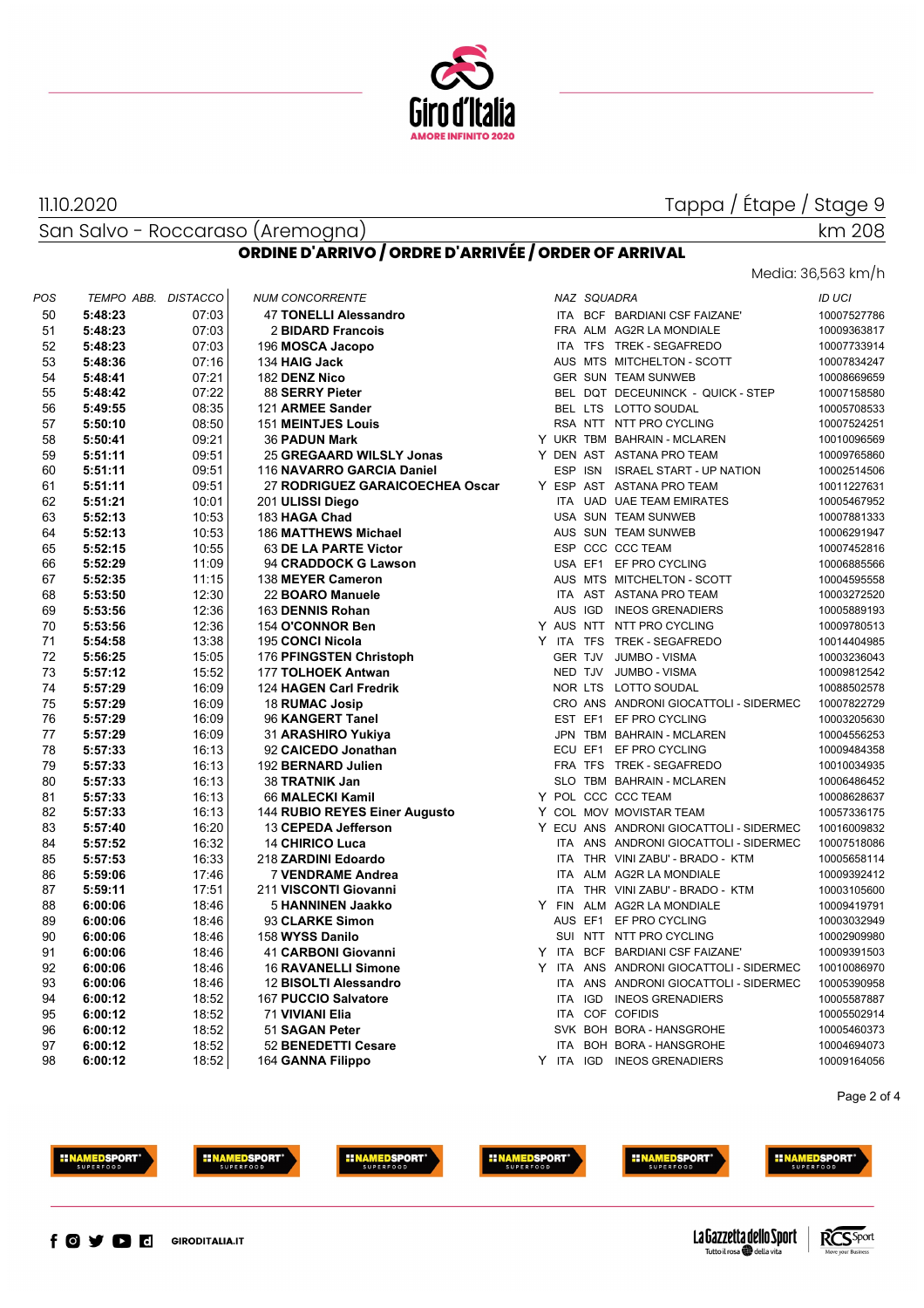11.10.2020

Tappa / Étape / Stage 9

San Salvo - Roccaraso (Aremogna)

km 208

## ORDINE D'ARRIVO / ORDRE D'ARRIVÉE / ORDER OF ARRIVAL

Media: 36,563 km/h

| POS | TEMPO | ABB. | DISTACCO | NUM | CONCORRENTE | | NAZ | SQUADRA | | ID UCI |
|---|---|---|---|---|---|---|---|---|---|---|
| 50 | **5:48:23** | | 07:03 | 47 | **TONELLI Alessandro** | | ITA | BCF | BARDIANI CSF FAIZANE' | 10007527786 |
| 51 | **5:48:23** | | 07:03 | 2 | **BIDARD Francois** | | FRA | ALM | AG2R LA MONDIALE | 10009363817 |
| 52 | **5:48:23** | | 07:03 | 196 | **MOSCA Jacopo** | | ITA | TFS | TREK - SEGAFREDO | 10007733914 |
| 53 | **5:48:36** | | 07:16 | 134 | **HAIG Jack** | | AUS | MTS | MITCHELTON - SCOTT | 10007834247 |
| 54 | **5:48:41** | | 07:21 | 182 | **DENZ Nico** | | GER | SUN | TEAM SUNWEB | 10008669659 |
| 55 | **5:48:42** | | 07:22 | 88 | **SERRY Pieter** | | BEL | DQT | DECEUNINCK - QUICK - STEP | 10007158580 |
| 56 | **5:49:55** | | 08:35 | 121 | **ARMEE Sander** | | BEL | LTS | LOTTO SOUDAL | 10005708533 |
| 57 | **5:50:10** | | 08:50 | 151 | **MEINTJES Louis** | | RSA | NTT | NTT PRO CYCLING | 10007524251 |
| 58 | **5:50:41** | | 09:21 | 36 | **PADUN Mark** | Y | UKR | TBM | BAHRAIN - MCLAREN | 10010096569 |
| 59 | **5:51:11** | | 09:51 | 25 | **GREGAARD WILSLY Jonas** | Y | DEN | AST | ASTANA PRO TEAM | 10009765860 |
| 60 | **5:51:11** | | 09:51 | 116 | **NAVARRO GARCIA Daniel** | | ESP | ISN | ISRAEL START - UP NATION | 10002514506 |
| 61 | **5:51:11** | | 09:51 | 27 | **RODRIGUEZ GARAICOECHEA Oscar** | Y | ESP | AST | ASTANA PRO TEAM | 10011227631 |
| 62 | **5:51:21** | | 10:01 | 201 | **ULISSI Diego** | | ITA | UAD | UAE TEAM EMIRATES | 10005467952 |
| 63 | **5:52:13** | | 10:53 | 183 | **HAGA Chad** | | USA | SUN | TEAM SUNWEB | 10007881333 |
| 64 | **5:52:13** | | 10:53 | 186 | **MATTHEWS Michael** | | AUS | SUN | TEAM SUNWEB | 10006291947 |
| 65 | **5:52:15** | | 10:55 | 63 | **DE LA PARTE Victor** | | ESP | CCC | CCC TEAM | 10007452816 |
| 66 | **5:52:29** | | 11:09 | 94 | **CRADDOCK G Lawson** | | USA | EF1 | EF PRO CYCLING | 10006885566 |
| 67 | **5:52:35** | | 11:15 | 138 | **MEYER Cameron** | | AUS | MTS | MITCHELTON - SCOTT | 10004595558 |
| 68 | **5:53:50** | | 12:30 | 22 | **BOARO Manuele** | | ITA | AST | ASTANA PRO TEAM | 10003272520 |
| 69 | **5:53:56** | | 12:36 | 163 | **DENNIS Rohan** | | AUS | IGD | INEOS GRENADIERS | 10005889193 |
| 70 | **5:53:56** | | 12:36 | 154 | **O'CONNOR Ben** | Y | AUS | NTT | NTT PRO CYCLING | 10009780513 |
| 71 | **5:54:58** | | 13:38 | 195 | **CONCI Nicola** | Y | ITA | TFS | TREK - SEGAFREDO | 10014404985 |
| 72 | **5:56:25** | | 15:05 | 176 | **PFINGSTEN Christoph** | | GER | TJV | JUMBO - VISMA | 10003236043 |
| 73 | **5:57:12** | | 15:52 | 177 | **TOLHOEK Antwan** | | NED | TJV | JUMBO - VISMA | 10009812542 |
| 74 | **5:57:29** | | 16:09 | 124 | **HAGEN Carl Fredrik** | | NOR | LTS | LOTTO SOUDAL | 10088502578 |
| 75 | **5:57:29** | | 16:09 | 18 | **RUMAC Josip** | | CRO | ANS | ANDRONI GIOCATTOLI - SIDERMEC | 10007822729 |
| 76 | **5:57:29** | | 16:09 | 96 | **KANGERT Tanel** | | EST | EF1 | EF PRO CYCLING | 10003205630 |
| 77 | **5:57:29** | | 16:09 | 31 | **ARASHIRO Yukiya** | | JPN | TBM | BAHRAIN - MCLAREN | 10004556253 |
| 78 | **5:57:33** | | 16:13 | 92 | **CAICEDO Jonathan** | | ECU | EF1 | EF PRO CYCLING | 10009484358 |
| 79 | **5:57:33** | | 16:13 | 192 | **BERNARD Julien** | | FRA | TFS | TREK - SEGAFREDO | 10010034935 |
| 80 | **5:57:33** | | 16:13 | 38 | **TRATNIK Jan** | | SLO | TBM | BAHRAIN - MCLAREN | 10006486452 |
| 81 | **5:57:33** | | 16:13 | 66 | **MALECKI Kamil** | Y | POL | CCC | CCC TEAM | 10008628637 |
| 82 | **5:57:33** | | 16:13 | 144 | **RUBIO REYES Einer Augusto** | Y | COL | MOV | MOVISTAR TEAM | 10057336175 |
| 83 | **5:57:40** | | 16:20 | 13 | **CEPEDA Jefferson** | Y | ECU | ANS | ANDRONI GIOCATTOLI - SIDERMEC | 10016009832 |
| 84 | **5:57:52** | | 16:32 | 14 | **CHIRICO Luca** | | ITA | ANS | ANDRONI GIOCATTOLI - SIDERMEC | 10007518086 |
| 85 | **5:57:53** | | 16:33 | 218 | **ZARDINI Edoardo** | | ITA | THR | VINI ZABU' - BRADO - KTM | 10005658114 |
| 86 | **5:59:06** | | 17:46 | 7 | **VENDRAME Andrea** | | ITA | ALM | AG2R LA MONDIALE | 10009392412 |
| 87 | **5:59:11** | | 17:51 | 211 | **VISCONTI Giovanni** | | ITA | THR | VINI ZABU' - BRADO - KTM | 10003105600 |
| 88 | **6:00:06** | | 18:46 | 5 | **HANNINEN Jaakko** | Y | FIN | ALM | AG2R LA MONDIALE | 10009419791 |
| 89 | **6:00:06** | | 18:46 | 93 | **CLARKE Simon** | | AUS | EF1 | EF PRO CYCLING | 10003032949 |
| 90 | **6:00:06** | | 18:46 | 158 | **WYSS Danilo** | | SUI | NTT | NTT PRO CYCLING | 10002909980 |
| 91 | **6:00:06** | | 18:46 | 41 | **CARBONI Giovanni** | Y | ITA | BCF | BARDIANI CSF FAIZANE' | 10009391503 |
| 92 | **6:00:06** | | 18:46 | 16 | **RAVANELLI Simone** | Y | ITA | ANS | ANDRONI GIOCATTOLI - SIDERMEC | 10010086970 |
| 93 | **6:00:06** | | 18:46 | 12 | **BISOLTI Alessandro** | | ITA | ANS | ANDRONI GIOCATTOLI - SIDERMEC | 10005390958 |
| 94 | **6:00:12** | | 18:52 | 167 | **PUCCIO Salvatore** | | ITA | IGD | INEOS GRENADIERS | 10005587887 |
| 95 | **6:00:12** | | 18:52 | 71 | **VIVIANI Elia** | | ITA | COF | COFIDIS | 10005502914 |
| 96 | **6:00:12** | | 18:52 | 51 | **SAGAN Peter** | | SVK | BOH | BORA - HANSGROHE | 10005460373 |
| 97 | **6:00:12** | | 18:52 | 52 | **BENEDETTI Cesare** | | ITA | BOH | BORA - HANSGROHE | 10004694073 |
| 98 | **6:00:12** | | 18:52 | 164 | **GANNA Filippo** | Y | ITA | IGD | INEOS GRENADIERS | 10009164056 |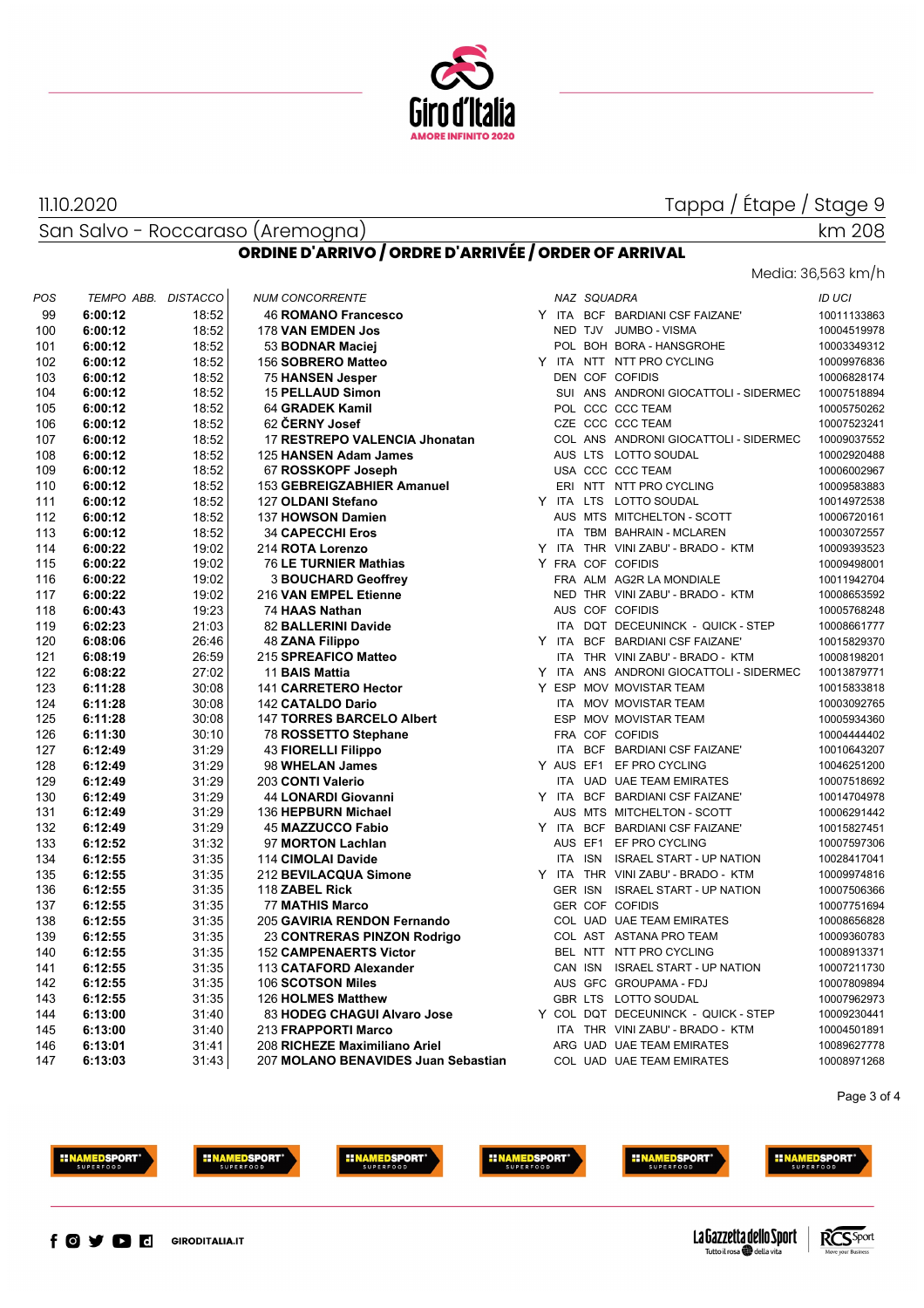11.10.2020

Tappa / Étape / Stage 9

San Salvo - Roccaraso (Aremogna)

km 208

## ORDINE D'ARRIVO / ORDRE D'ARRIVÉE / ORDER OF ARRIVAL

Media: 36,563 km/h

| POS | TEMPO | ABB. | DISTACCO | NUM | CONCORRENTE | | NAZ | SQUADRA | | ID UCI |
|---|---|---|---|---|---|---|---|---|---|---|
| 99 | **6:00:12** | | 18:52 | 46 | **ROMANO Francesco** | Y | ITA | BCF | BARDIANI CSF FAIZANE' | 10011133863 |
| 100 | **6:00:12** | | 18:52 | 178 | **VAN EMDEN Jos** | | NED | TJV | JUMBO - VISMA | 10004519978 |
| 101 | **6:00:12** | | 18:52 | 53 | **BODNAR Maciej** | | POL | BOH | BORA - HANSGROHE | 10003349312 |
| 102 | **6:00:12** | | 18:52 | 156 | **SOBRERO Matteo** | Y | ITA | NTT | NTT PRO CYCLING | 10009976836 |
| 103 | **6:00:12** | | 18:52 | 75 | **HANSEN Jesper** | | DEN | COF | COFIDIS | 10006828174 |
| 104 | **6:00:12** | | 18:52 | 15 | **PELLAUD Simon** | | SUI | ANS | ANDRONI GIOCATTOLI - SIDERMEC | 10007518894 |
| 105 | **6:00:12** | | 18:52 | 64 | **GRADEK Kamil** | | POL | CCC | CCC TEAM | 10005750262 |
| 106 | **6:00:12** | | 18:52 | 62 | **ČERNY Josef** | | CZE | CCC | CCC TEAM | 10007523241 |
| 107 | **6:00:12** | | 18:52 | 17 | **RESTREPO VALENCIA Jhonatan** | | COL | ANS | ANDRONI GIOCATTOLI - SIDERMEC | 10009037552 |
| 108 | **6:00:12** | | 18:52 | 125 | **HANSEN Adam James** | | AUS | LTS | LOTTO SOUDAL | 10002920488 |
| 109 | **6:00:12** | | 18:52 | 67 | **ROSSKOPF Joseph** | | USA | CCC | CCC TEAM | 10006002967 |
| 110 | **6:00:12** | | 18:52 | 153 | **GEBREIGZABHIER Amanuel** | | ERI | NTT | NTT PRO CYCLING | 10009583883 |
| 111 | **6:00:12** | | 18:52 | 127 | **OLDANI Stefano** | Y | ITA | LTS | LOTTO SOUDAL | 10014972538 |
| 112 | **6:00:12** | | 18:52 | 137 | **HOWSON Damien** | | AUS | MTS | MITCHELTON - SCOTT | 10006720161 |
| 113 | **6:00:12** | | 18:52 | 34 | **CAPECCHI Eros** | | ITA | TBM | BAHRAIN - MCLAREN | 10003072557 |
| 114 | **6:00:22** | | 19:02 | 214 | **ROTA Lorenzo** | Y | ITA | THR | VINI ZABU' - BRADO - KTM | 10009393523 |
| 115 | **6:00:22** | | 19:02 | 76 | **LE TURNIER Mathias** | Y | FRA | COF | COFIDIS | 10009498001 |
| 116 | **6:00:22** | | 19:02 | 3 | **BOUCHARD Geoffrey** | | FRA | ALM | AG2R LA MONDIALE | 10011942704 |
| 117 | **6:00:22** | | 19:02 | 216 | **VAN EMPEL Etienne** | | NED | THR | VINI ZABU' - BRADO - KTM | 10008653592 |
| 118 | **6:00:43** | | 19:23 | 74 | **HAAS Nathan** | | AUS | COF | COFIDIS | 10005768248 |
| 119 | **6:02:23** | | 21:03 | 82 | **BALLERINI Davide** | | ITA | DQT | DECEUNINCK - QUICK - STEP | 10008661777 |
| 120 | **6:08:06** | | 26:46 | 48 | **ZANA Filippo** | Y | ITA | BCF | BARDIANI CSF FAIZANE' | 10015829370 |
| 121 | **6:08:19** | | 26:59 | 215 | **SPREAFICO Matteo** | | ITA | THR | VINI ZABU' - BRADO - KTM | 10008198201 |
| 122 | **6:08:22** | | 27:02 | 11 | **BAIS Mattia** | Y | ITA | ANS | ANDRONI GIOCATTOLI - SIDERMEC | 10013879771 |
| 123 | **6:11:28** | | 30:08 | 141 | **CARRETERO Hector** | Y | ESP | MOV | MOVISTAR TEAM | 10015833818 |
| 124 | **6:11:28** | | 30:08 | 142 | **CATALDO Dario** | | ITA | MOV | MOVISTAR TEAM | 10003092765 |
| 125 | **6:11:28** | | 30:08 | 147 | **TORRES BARCELO Albert** | | ESP | MOV | MOVISTAR TEAM | 10005934360 |
| 126 | **6:11:30** | | 30:10 | 78 | **ROSSETTO Stephane** | | FRA | COF | COFIDIS | 10004444402 |
| 127 | **6:12:49** | | 31:29 | 43 | **FIORELLI Filippo** | | ITA | BCF | BARDIANI CSF FAIZANE' | 10010643207 |
| 128 | **6:12:49** | | 31:29 | 98 | **WHELAN James** | Y | AUS | EF1 | EF PRO CYCLING | 10046251200 |
| 129 | **6:12:49** | | 31:29 | 203 | **CONTI Valerio** | | ITA | UAD | UAE TEAM EMIRATES | 10007518692 |
| 130 | **6:12:49** | | 31:29 | 44 | **LONARDI Giovanni** | Y | ITA | BCF | BARDIANI CSF FAIZANE' | 10014704978 |
| 131 | **6:12:49** | | 31:29 | 136 | **HEPBURN Michael** | | AUS | MTS | MITCHELTON - SCOTT | 10006291442 |
| 132 | **6:12:49** | | 31:29 | 45 | **MAZZUCCO Fabio** | Y | ITA | BCF | BARDIANI CSF FAIZANE' | 10015827451 |
| 133 | **6:12:52** | | 31:32 | 97 | **MORTON Lachlan** | | AUS | EF1 | EF PRO CYCLING | 10007597306 |
| 134 | **6:12:55** | | 31:35 | 114 | **CIMOLAI Davide** | | ITA | ISN | ISRAEL START - UP NATION | 10028417041 |
| 135 | **6:12:55** | | 31:35 | 212 | **BEVILACQUA Simone** | Y | ITA | THR | VINI ZABU' - BRADO - KTM | 10009974816 |
| 136 | **6:12:55** | | 31:35 | 118 | **ZABEL Rick** | | GER | ISN | ISRAEL START - UP NATION | 10007506366 |
| 137 | **6:12:55** | | 31:35 | 77 | **MATHIS Marco** | | GER | COF | COFIDIS | 10007751694 |
| 138 | **6:12:55** | | 31:35 | 205 | **GAVIRIA RENDON Fernando** | | COL | UAD | UAE TEAM EMIRATES | 10008656828 |
| 139 | **6:12:55** | | 31:35 | 23 | **CONTRERAS PINZON Rodrigo** | | COL | AST | ASTANA PRO TEAM | 10009360783 |
| 140 | **6:12:55** | | 31:35 | 152 | **CAMPENAERTS Victor** | | BEL | NTT | NTT PRO CYCLING | 10008913371 |
| 141 | **6:12:55** | | 31:35 | 113 | **CATAFORD Alexander** | | CAN | ISN | ISRAEL START - UP NATION | 10007211730 |
| 142 | **6:12:55** | | 31:35 | 106 | **SCOTSON Miles** | | AUS | GFC | GROUPAMA - FDJ | 10007809894 |
| 143 | **6:12:55** | | 31:35 | 126 | **HOLMES Matthew** | | GBR | LTS | LOTTO SOUDAL | 10007962973 |
| 144 | **6:13:00** | | 31:40 | 83 | **HODEG CHAGUI Alvaro Jose** | Y | COL | DQT | DECEUNINCK - QUICK - STEP | 10009230441 |
| 145 | **6:13:00** | | 31:40 | 213 | **FRAPPORTI Marco** | | ITA | THR | VINI ZABU' - BRADO - KTM | 10004501891 |
| 146 | **6:13:01** | | 31:41 | 208 | **RICHEZE Maximiliano Ariel** | | ARG | UAD | UAE TEAM EMIRATES | 10089627778 |
| 147 | **6:13:03** | | 31:43 | 207 | **MOLANO BENAVIDES Juan Sebastian** | | COL | UAD | UAE TEAM EMIRATES | 10008971268 |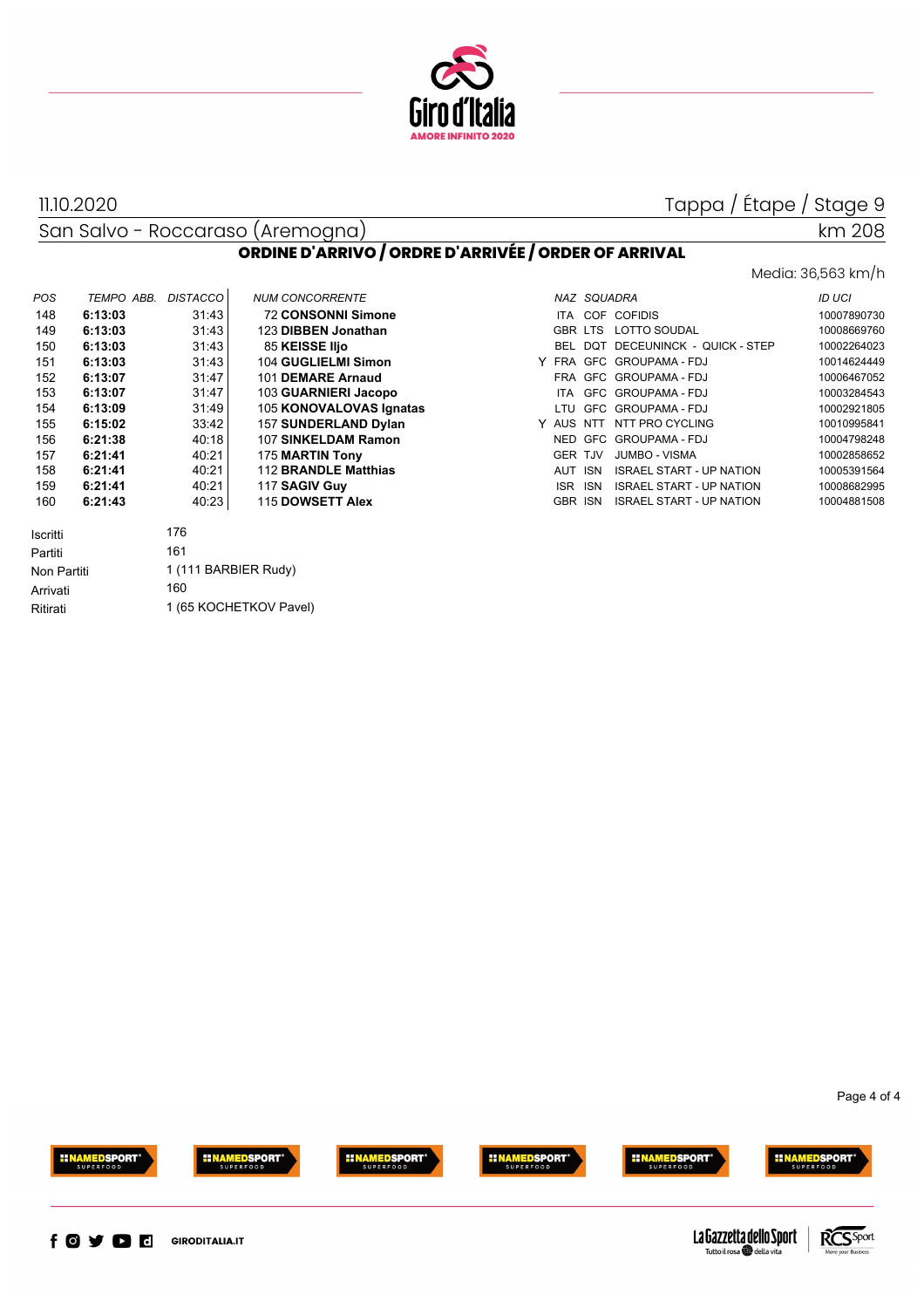11.10.2020

Tappa / Étape / Stage 9

San Salvo - Roccaraso (Aremogna)

km 208

## ORDINE D'ARRIVO / ORDRE D'ARRIVÉE / ORDER OF ARRIVAL

Media: 36,563 km/h

| POS | TEMPO ABB. | DISTACCO | NUM | CONCORRENTE | | NAZ | SQUADRA | | ID UCI |
|---|---|---|---|---|---|---|---|---|---|
| 148 | **6:13:03** | 31:43 | 72 | **CONSONNI Simone** | | ITA | COF | COFIDIS | 10007890730 |
| 149 | **6:13:03** | 31:43 | 123 | **DIBBEN Jonathan** | | GBR | LTS | LOTTO SOUDAL | 10008669760 |
| 150 | **6:13:03** | 31:43 | 85 | **KEISSE Iljo** | | BEL | DQT | DECEUNINCK - QUICK - STEP | 10002264023 |
| 151 | **6:13:03** | 31:43 | 104 | **GUGLIELMI Simon** | Y | FRA | GFC | GROUPAMA - FDJ | 10014624449 |
| 152 | **6:13:07** | 31:47 | 101 | **DEMARE Arnaud** | | FRA | GFC | GROUPAMA - FDJ | 10006467052 |
| 153 | **6:13:07** | 31:47 | 103 | **GUARNIERI Jacopo** | | ITA | GFC | GROUPAMA - FDJ | 10003284543 |
| 154 | **6:13:09** | 31:49 | 105 | **KONOVALOVAS Ignatas** | | LTU | GFC | GROUPAMA - FDJ | 10002921805 |
| 155 | **6:15:02** | 33:42 | 157 | **SUNDERLAND Dylan** | Y | AUS | NTT | NTT PRO CYCLING | 10010995841 |
| 156 | **6:21:38** | 40:18 | 107 | **SINKELDAM Ramon** | | NED | GFC | GROUPAMA - FDJ | 10004798248 |
| 157 | **6:21:41** | 40:21 | 175 | **MARTIN Tony** | | GER | TJV | JUMBO - VISMA | 10002858652 |
| 158 | **6:21:41** | 40:21 | 112 | **BRANDLE Matthias** | | AUT | ISN | ISRAEL START - UP NATION | 10005391564 |
| 159 | **6:21:41** | 40:21 | 117 | **SAGIV Guy** | | ISR | ISN | ISRAEL START - UP NATION | 10008682995 |
| 160 | **6:21:43** | 40:23 | 115 | **DOWSETT Alex** | | GBR | ISN | ISRAEL START - UP NATION | 10004881508 |

| | |
|---|---|
| Iscritti | 176 |
| Partiti | 161 |
| Non Partiti | 1 (111 BARBIER Rudy) |
| Arrivati | 160 |
| Ritirati | 1 (65 KOCHETKOV Pavel) |